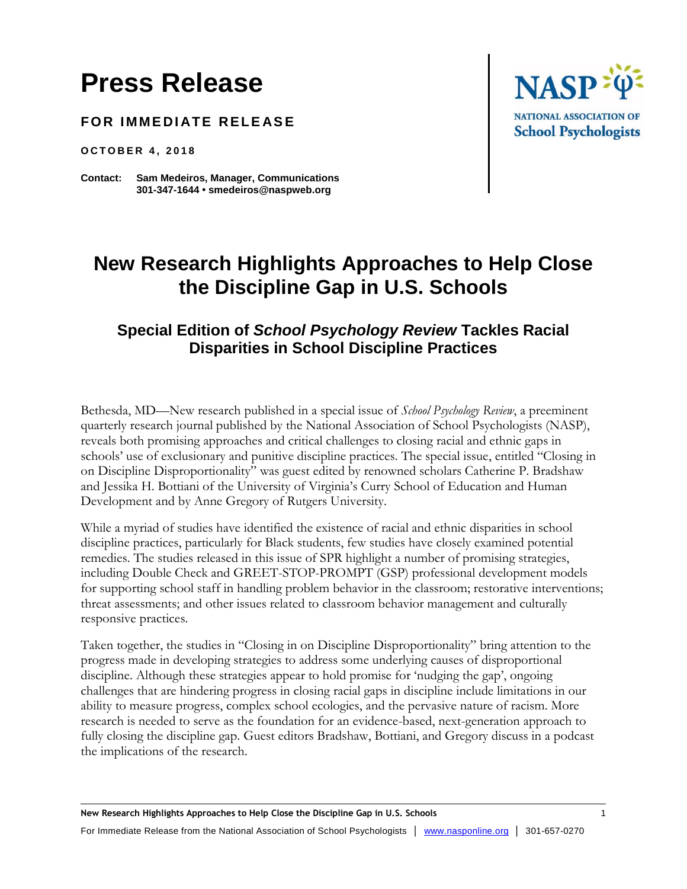# Press Release

**FOR IMMEDIATE RELEASE**

**OCTOBER 4, 2018**

**Contact: Sam Medeiros, Manager, Communications**
**301-347-1644 • smedeiros@naspweb.org**

NASP
NATIONAL ASSOCIATION OF
School Psychologists

## New Research Highlights Approaches to Help Close the Discipline Gap in U.S. Schools

### Special Edition of *School Psychology Review* Tackles Racial Disparities in School Discipline Practices

Bethesda, MD—New research published in a special issue of *School Psychology Review*, a preeminent quarterly research journal published by the National Association of School Psychologists (NASP), reveals both promising approaches and critical challenges to closing racial and ethnic gaps in schools' use of exclusionary and punitive discipline practices. The special issue, entitled "Closing in on Discipline Disproportionality" was guest edited by renowned scholars Catherine P. Bradshaw and Jessika H. Bottiani of the University of Virginia's Curry School of Education and Human Development and by Anne Gregory of Rutgers University.

While a myriad of studies have identified the existence of racial and ethnic disparities in school discipline practices, particularly for Black students, few studies have closely examined potential remedies. The studies released in this issue of SPR highlight a number of promising strategies, including Double Check and GREET-STOP-PROMPT (GSP) professional development models for supporting school staff in handling problem behavior in the classroom; restorative interventions; threat assessments; and other issues related to classroom behavior management and culturally responsive practices.

Taken together, the studies in "Closing in on Discipline Disproportionality" bring attention to the progress made in developing strategies to address some underlying causes of disproportional discipline. Although these strategies appear to hold promise for 'nudging the gap', ongoing challenges that are hindering progress in closing racial gaps in discipline include limitations in our ability to measure progress, complex school ecologies, and the pervasive nature of racism. More research is needed to serve as the foundation for an evidence-based, next-generation approach to fully closing the discipline gap. Guest editors Bradshaw, Bottiani, and Gregory discuss in a podcast the implications of the research.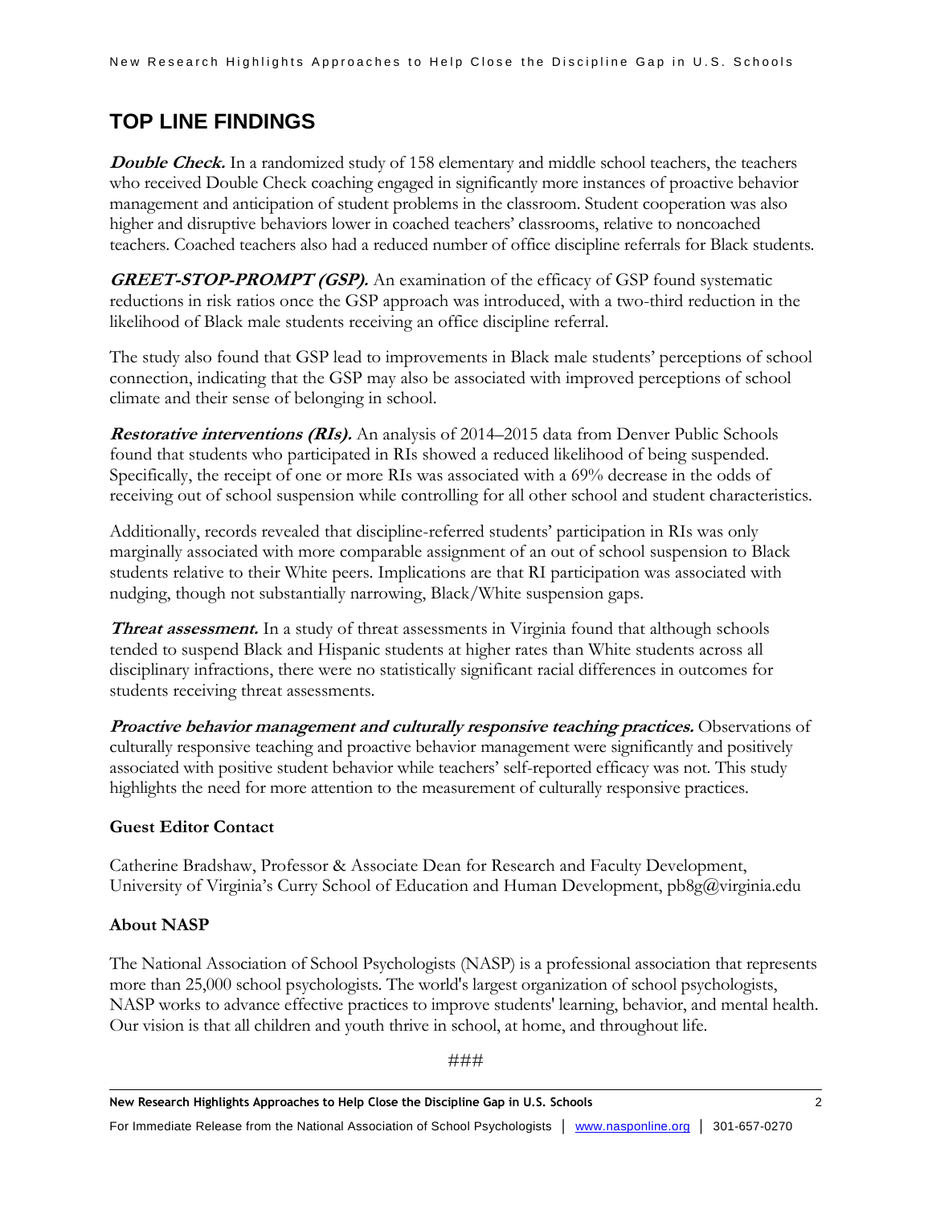## TOP LINE FINDINGS

***Double Check.*** In a randomized study of 158 elementary and middle school teachers, the teachers who received Double Check coaching engaged in significantly more instances of proactive behavior management and anticipation of student problems in the classroom. Student cooperation was also higher and disruptive behaviors lower in coached teachers' classrooms, relative to noncoached teachers. Coached teachers also had a reduced number of office discipline referrals for Black students.

***GREET-STOP-PROMPT (GSP).*** An examination of the efficacy of GSP found systematic reductions in risk ratios once the GSP approach was introduced, with a two-third reduction in the likelihood of Black male students receiving an office discipline referral.

The study also found that GSP lead to improvements in Black male students' perceptions of school connection, indicating that the GSP may also be associated with improved perceptions of school climate and their sense of belonging in school.

***Restorative interventions (RIs).*** An analysis of 2014–2015 data from Denver Public Schools found that students who participated in RIs showed a reduced likelihood of being suspended. Specifically, the receipt of one or more RIs was associated with a 69% decrease in the odds of receiving out of school suspension while controlling for all other school and student characteristics.

Additionally, records revealed that discipline-referred students' participation in RIs was only marginally associated with more comparable assignment of an out of school suspension to Black students relative to their White peers. Implications are that RI participation was associated with nudging, though not substantially narrowing, Black/White suspension gaps.

***Threat assessment.*** In a study of threat assessments in Virginia found that although schools tended to suspend Black and Hispanic students at higher rates than White students across all disciplinary infractions, there were no statistically significant racial differences in outcomes for students receiving threat assessments.

***Proactive behavior management and culturally responsive teaching practices.*** Observations of culturally responsive teaching and proactive behavior management were significantly and positively associated with positive student behavior while teachers' self-reported efficacy was not. This study highlights the need for more attention to the measurement of culturally responsive practices.

**Guest Editor Contact**

Catherine Bradshaw, Professor & Associate Dean for Research and Faculty Development, University of Virginia's Curry School of Education and Human Development, pb8g@virginia.edu

**About NASP**

The National Association of School Psychologists (NASP) is a professional association that represents more than 25,000 school psychologists. The world's largest organization of school psychologists, NASP works to advance effective practices to improve students' learning, behavior, and mental health. Our vision is that all children and youth thrive in school, at home, and throughout life.

###